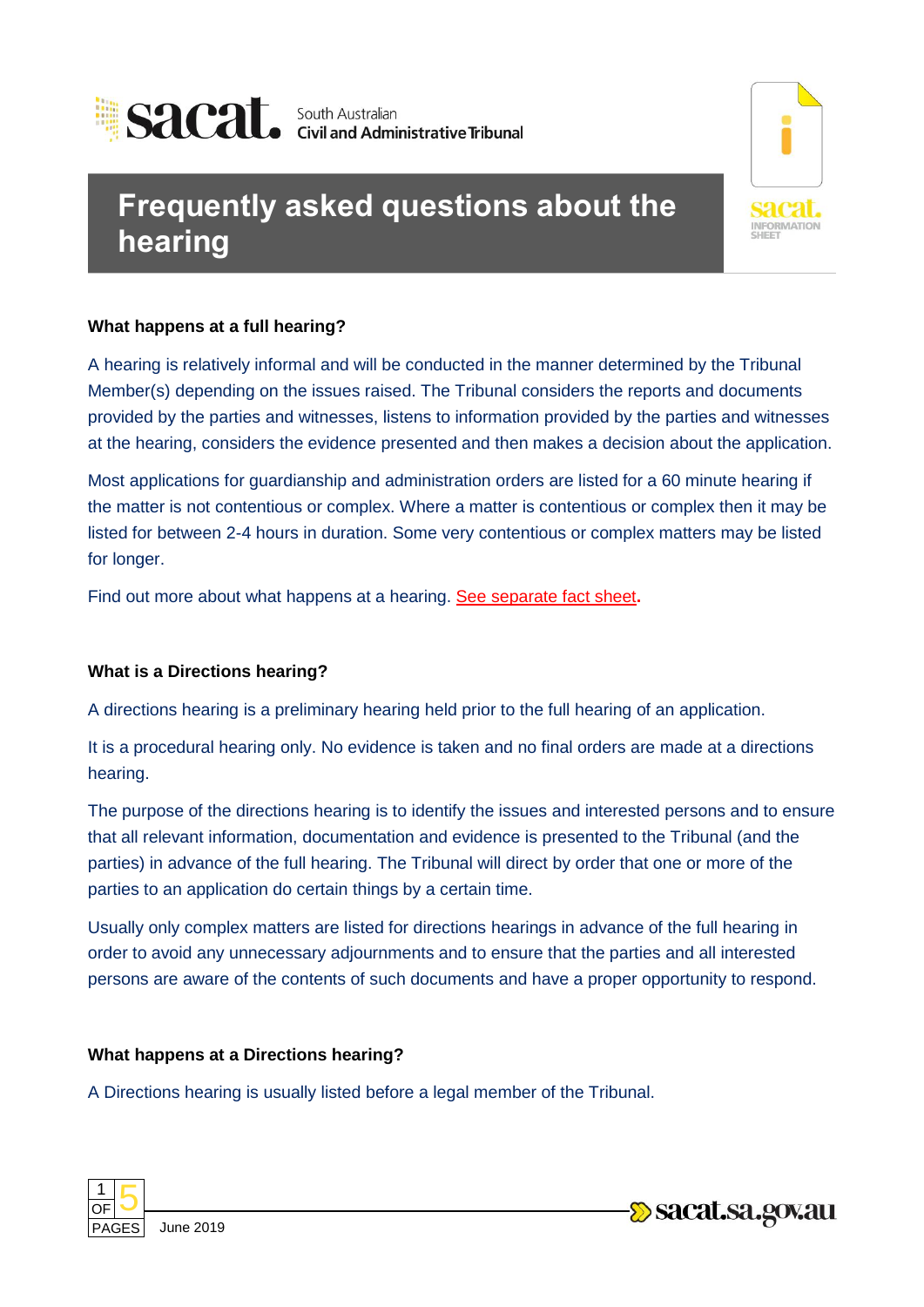# Frequently asked questions about the hearing

### What happens at a full hearing?

A hearing is relatively informal and will be conducted in the manner determined by the Tribunal Member(s) depending on the issues raised. The Tribunal considers the reports and documents provided by the parties and witnesses, listens to information provided by the parties and witnesses at the hearing, considers the evidence presented and then makes a decision about the application.

Most applications for guardianship and administration orders are listed for a 60 minute hearing if the matter is not contentious or complex. Where a matter is contentious or complex then it may be listed for between 2-4 hours in duration. Some very contentious or complex matters may be listed for longer.

Find out more about what happens at a hearing. See separate fact sheet.

### What is a Directions hearing?

A directions hearing is a preliminary hearing held prior to the full hearing of an application.

It is a procedural hearing only. No evidence is taken and no final orders are made at a directions hearing.

The purpose of the directions hearing is to identify the issues and interested persons and to ensure that all relevant information, documentation and evidence is presented to the Tribunal (and the parties) in advance of the full hearing. The Tribunal will direct by order that one or more of the parties to an application do certain things by a certain time.

Usually only complex matters are listed for directions hearings in advance of the full hearing in order to avoid any unnecessary adjournments and to ensure that the parties and all interested persons are aware of the contents of such documents and have a proper opportunity to respond.

### What happens at a Directions hearing?

A Directions hearing is usually listed before a legal member of the Tribunal.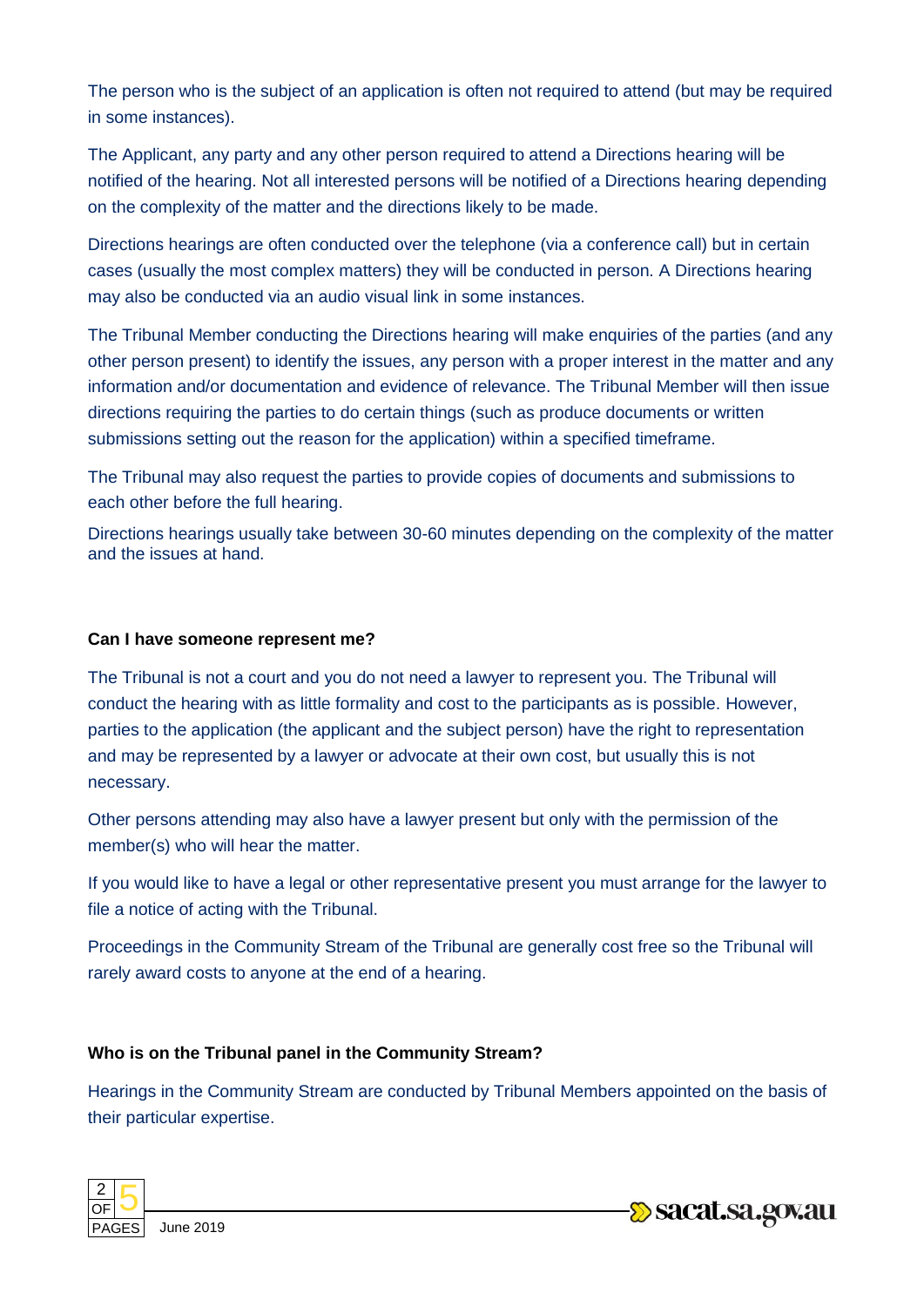The person who is the subject of an application is often not required to attend (but may be required in some instances).

The Applicant, any party and any other person required to attend a Directions hearing will be notified of the hearing. Not all interested persons will be notified of a Directions hearing depending on the complexity of the matter and the directions likely to be made.

Directions hearings are often conducted over the telephone (via a conference call) but in certain cases (usually the most complex matters) they will be conducted in person. A Directions hearing may also be conducted via an audio visual link in some instances.

The Tribunal Member conducting the Directions hearing will make enquiries of the parties (and any other person present) to identify the issues, any person with a proper interest in the matter and any information and/or documentation and evidence of relevance. The Tribunal Member will then issue directions requiring the parties to do certain things (such as produce documents or written submissions setting out the reason for the application) within a specified timeframe.

The Tribunal may also request the parties to provide copies of documents and submissions to each other before the full hearing.

Directions hearings usually take between 30-60 minutes depending on the complexity of the matter and the issues at hand.

**Can I have someone represent me?**

The Tribunal is not a court and you do not need a lawyer to represent you. The Tribunal will conduct the hearing with as little formality and cost to the participants as is possible. However, parties to the application (the applicant and the subject person) have the right to representation and may be represented by a lawyer or advocate at their own cost, but usually this is not necessary.

Other persons attending may also have a lawyer present but only with the permission of the member(s) who will hear the matter.

If you would like to have a legal or other representative present you must arrange for the lawyer to file a notice of acting with the Tribunal.

Proceedings in the Community Stream of the Tribunal are generally cost free so the Tribunal will rarely award costs to anyone at the end of a hearing.

**Who is on the Tribunal panel in the Community Stream?**

Hearings in the Community Stream are conducted by Tribunal Members appointed on the basis of their particular expertise.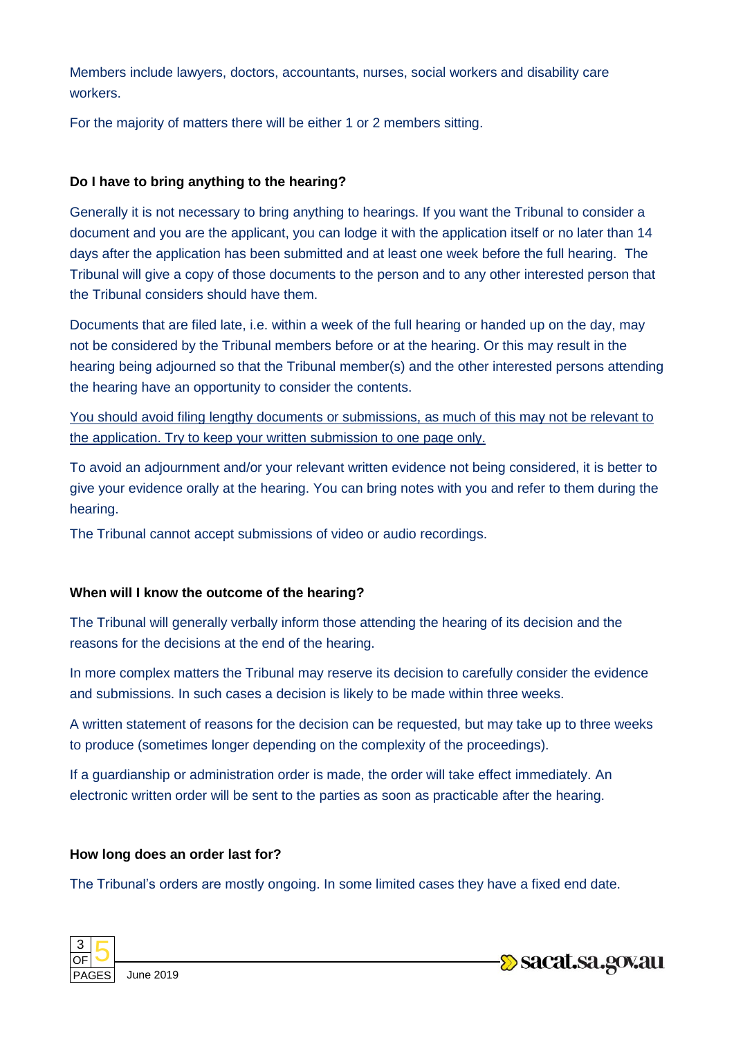Members include lawyers, doctors, accountants, nurses, social workers and disability care workers.

For the majority of matters there will be either 1 or 2 members sitting.

**Do I have to bring anything to the hearing?**

Generally it is not necessary to bring anything to hearings. If you want the Tribunal to consider a document and you are the applicant, you can lodge it with the application itself or no later than 14 days after the application has been submitted and at least one week before the full hearing. The Tribunal will give a copy of those documents to the person and to any other interested person that the Tribunal considers should have them.

Documents that are filed late, i.e. within a week of the full hearing or handed up on the day, may not be considered by the Tribunal members before or at the hearing. Or this may result in the hearing being adjourned so that the Tribunal member(s) and the other interested persons attending the hearing have an opportunity to consider the contents.

<u>You should avoid filing lengthy documents or submissions, as much of this may not be relevant to the application. Try to keep your written submission to one page only.</u>

To avoid an adjournment and/or your relevant written evidence not being considered, it is better to give your evidence orally at the hearing. You can bring notes with you and refer to them during the hearing.

The Tribunal cannot accept submissions of video or audio recordings.

**When will I know the outcome of the hearing?**

The Tribunal will generally verbally inform those attending the hearing of its decision and the reasons for the decisions at the end of the hearing.

In more complex matters the Tribunal may reserve its decision to carefully consider the evidence and submissions. In such cases a decision is likely to be made within three weeks.

A written statement of reasons for the decision can be requested, but may take up to three weeks to produce (sometimes longer depending on the complexity of the proceedings).

If a guardianship or administration order is made, the order will take effect immediately. An electronic written order will be sent to the parties as soon as practicable after the hearing.

**How long does an order last for?**

The Tribunal's orders are mostly ongoing. In some limited cases they have a fixed end date.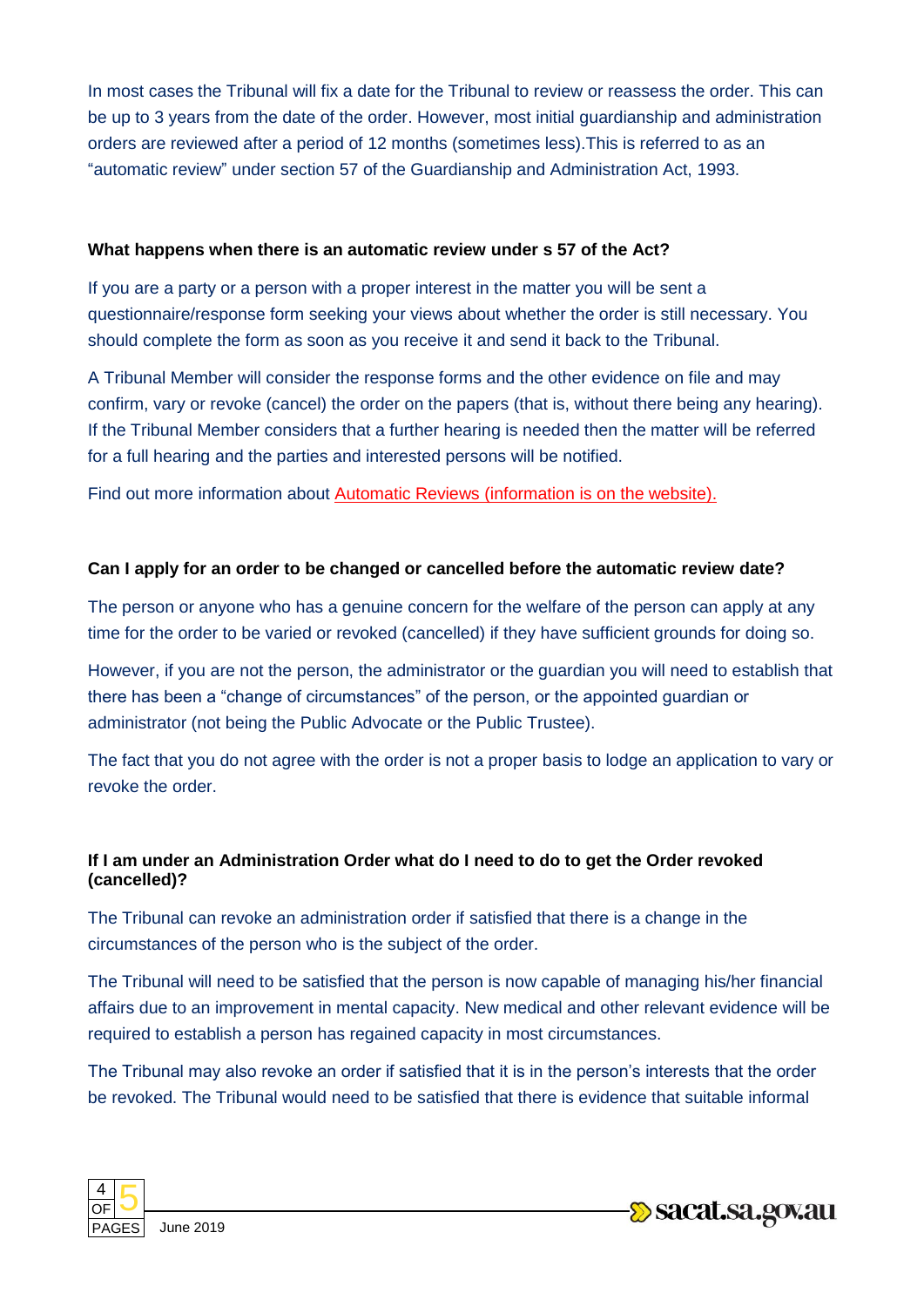In most cases the Tribunal will fix a date for the Tribunal to review or reassess the order. This can be up to 3 years from the date of the order. However, most initial guardianship and administration orders are reviewed after a period of 12 months (sometimes less).This is referred to as an "automatic review" under section 57 of the Guardianship and Administration Act, 1993.

**What happens when there is an automatic review under s 57 of the Act?**

If you are a party or a person with a proper interest in the matter you will be sent a questionnaire/response form seeking your views about whether the order is still necessary. You should complete the form as soon as you receive it and send it back to the Tribunal.

A Tribunal Member will consider the response forms and the other evidence on file and may confirm, vary or revoke (cancel) the order on the papers (that is, without there being any hearing). If the Tribunal Member considers that a further hearing is needed then the matter will be referred for a full hearing and the parties and interested persons will be notified.

Find out more information about Automatic Reviews (information is on the website).

**Can I apply for an order to be changed or cancelled before the automatic review date?**

The person or anyone who has a genuine concern for the welfare of the person can apply at any time for the order to be varied or revoked (cancelled) if they have sufficient grounds for doing so.

However, if you are not the person, the administrator or the guardian you will need to establish that there has been a "change of circumstances" of the person, or the appointed guardian or administrator (not being the Public Advocate or the Public Trustee).

The fact that you do not agree with the order is not a proper basis to lodge an application to vary or revoke the order.

**If I am under an Administration Order what do I need to do to get the Order revoked (cancelled)?**

The Tribunal can revoke an administration order if satisfied that there is a change in the circumstances of the person who is the subject of the order.

The Tribunal will need to be satisfied that the person is now capable of managing his/her financial affairs due to an improvement in mental capacity. New medical and other relevant evidence will be required to establish a person has regained capacity in most circumstances.

The Tribunal may also revoke an order if satisfied that it is in the person's interests that the order be revoked. The Tribunal would need to be satisfied that there is evidence that suitable informal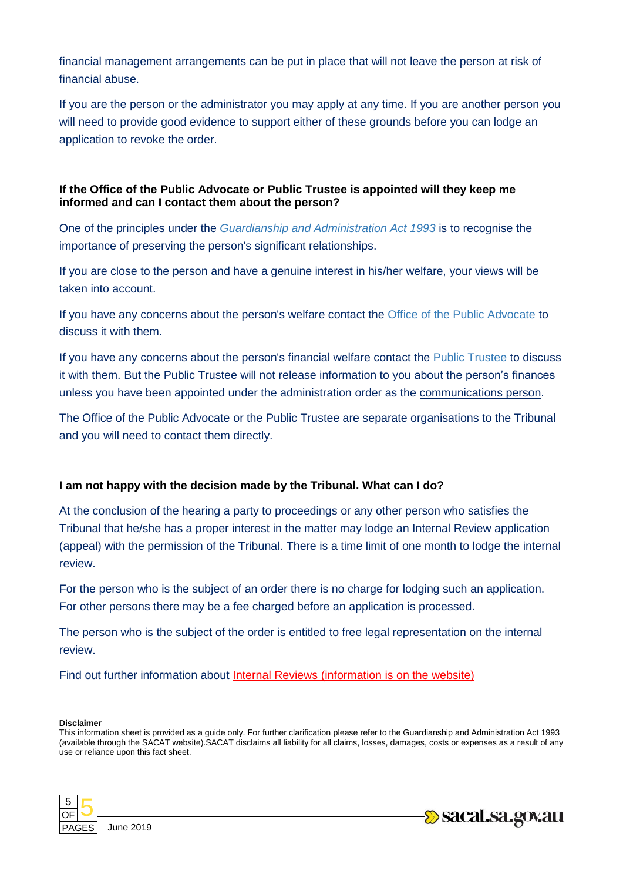financial management arrangements can be put in place that will not leave the person at risk of financial abuse.

If you are the person or the administrator you may apply at any time. If you are another person you will need to provide good evidence to support either of these grounds before you can lodge an application to revoke the order.

**If the Office of the Public Advocate or Public Trustee is appointed will they keep me informed and can I contact them about the person?**

One of the principles under the *Guardianship and Administration Act 1993* is to recognise the importance of preserving the person's significant relationships.

If you are close to the person and have a genuine interest in his/her welfare, your views will be taken into account.

If you have any concerns about the person's welfare contact the Office of the Public Advocate to discuss it with them.

If you have any concerns about the person's financial welfare contact the Public Trustee to discuss it with them. But the Public Trustee will not release information to you about the person's finances unless you have been appointed under the administration order as the communications person.

The Office of the Public Advocate or the Public Trustee are separate organisations to the Tribunal and you will need to contact them directly.

**I am not happy with the decision made by the Tribunal. What can I do?**

At the conclusion of the hearing a party to proceedings or any other person who satisfies the Tribunal that he/she has a proper interest in the matter may lodge an Internal Review application (appeal) with the permission of the Tribunal. There is a time limit of one month to lodge the internal review.

For the person who is the subject of an order there is no charge for lodging such an application. For other persons there may be a fee charged before an application is processed.

The person who is the subject of the order is entitled to free legal representation on the internal review.

Find out further information about Internal Reviews (information is on the website)

**Disclaimer**
This information sheet is provided as a guide only. For further clarification please refer to the Guardianship and Administration Act 1993 (available through the SACAT website).SACAT disclaims all liability for all claims, losses, damages, costs or expenses as a result of any use or reliance upon this fact sheet.

June 2019